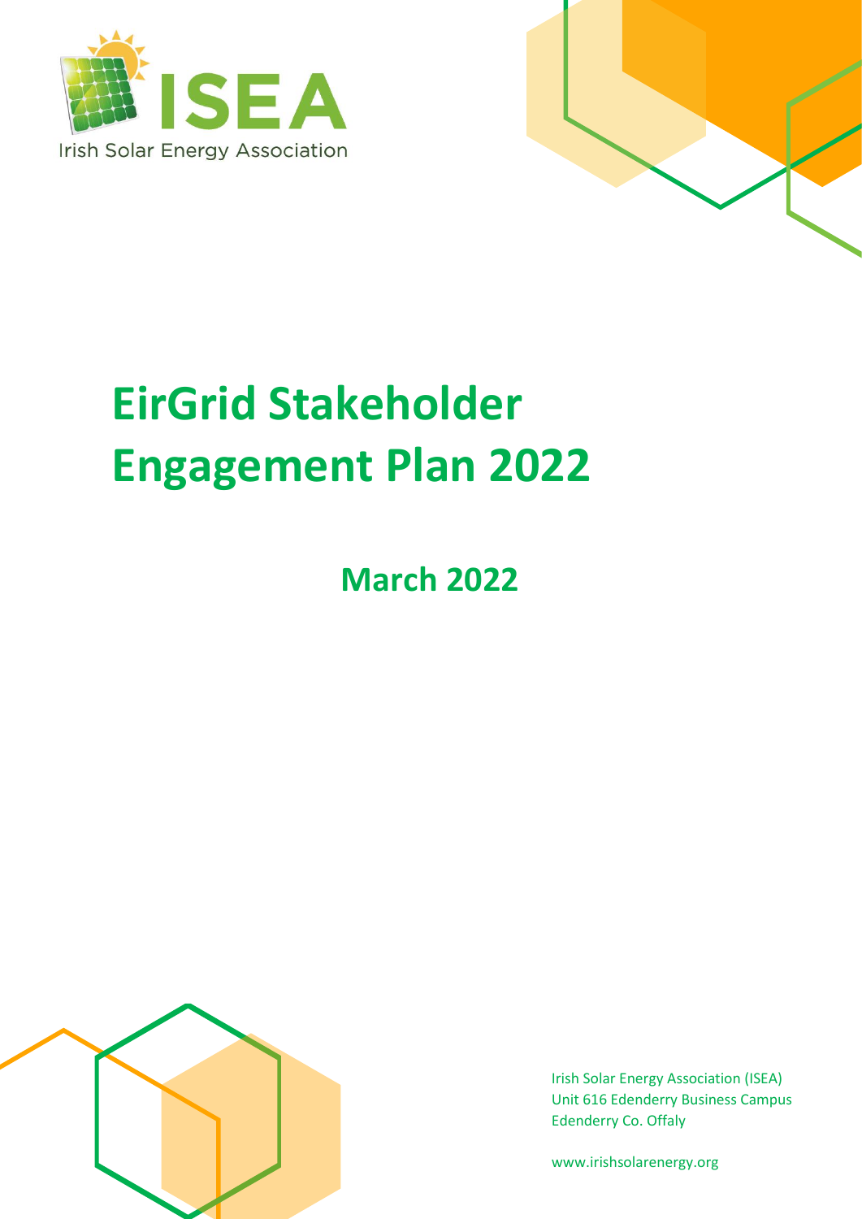ISEA

Irish Solar Energy Association

# EirGrid Stakeholder Engagement Plan 2022

## March 2022

Irish Solar Energy Association (ISEA)
Unit 616 Edenderry Business Campus
Edenderry Co. Offaly

www.irishsolarenergy.org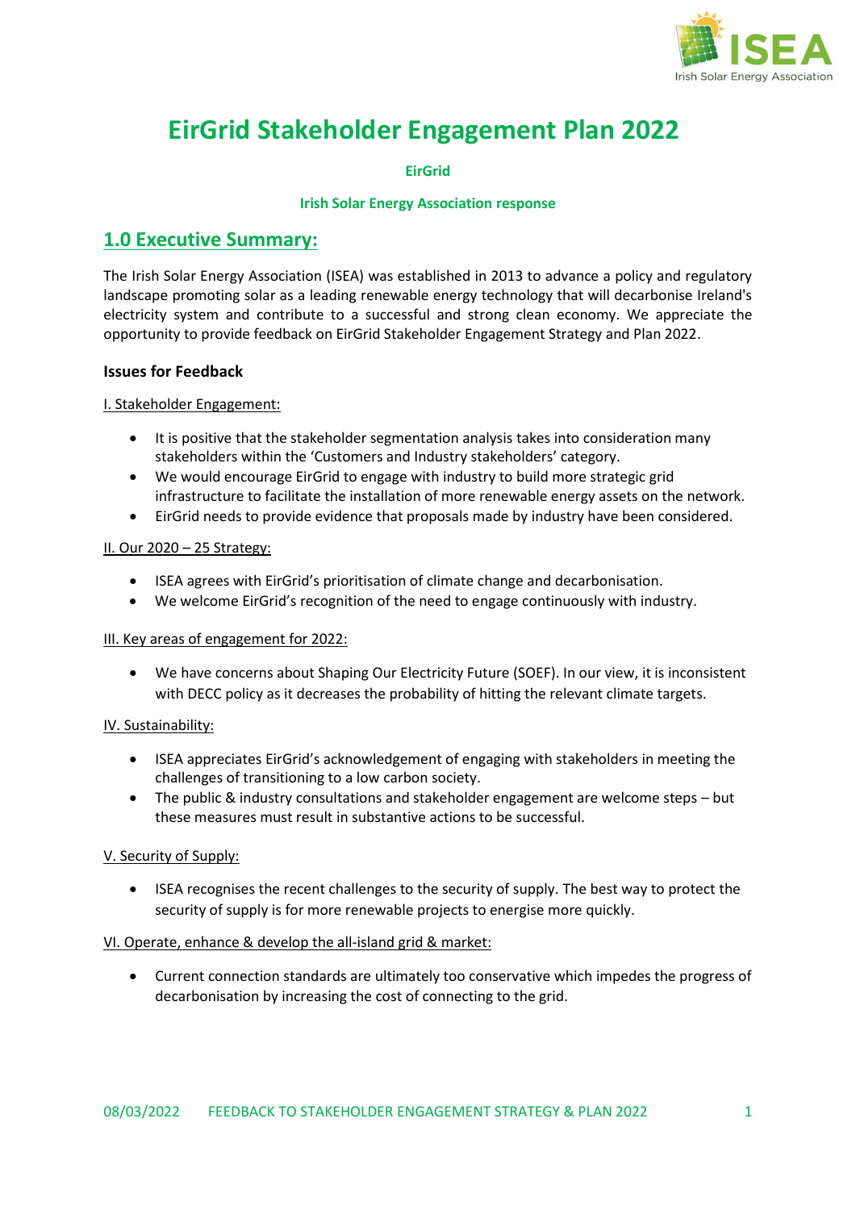# EirGrid Stakeholder Engagement Plan 2022

**EirGrid**

**Irish Solar Energy Association response**

## 1.0 Executive Summary:

The Irish Solar Energy Association (ISEA) was established in 2013 to advance a policy and regulatory landscape promoting solar as a leading renewable energy technology that will decarbonise Ireland's electricity system and contribute to a successful and strong clean economy. We appreciate the opportunity to provide feedback on EirGrid Stakeholder Engagement Strategy and Plan 2022.

### Issues for Feedback

I. Stakeholder Engagement:

- It is positive that the stakeholder segmentation analysis takes into consideration many stakeholders within the 'Customers and Industry stakeholders' category.
- We would encourage EirGrid to engage with industry to build more strategic grid infrastructure to facilitate the installation of more renewable energy assets on the network.
- EirGrid needs to provide evidence that proposals made by industry have been considered.

II. Our 2020 – 25 Strategy:

- ISEA agrees with EirGrid's prioritisation of climate change and decarbonisation.
- We welcome EirGrid's recognition of the need to engage continuously with industry.

III. Key areas of engagement for 2022:

- We have concerns about Shaping Our Electricity Future (SOEF). In our view, it is inconsistent with DECC policy as it decreases the probability of hitting the relevant climate targets.

IV. Sustainability:

- ISEA appreciates EirGrid's acknowledgement of engaging with stakeholders in meeting the challenges of transitioning to a low carbon society.
- The public & industry consultations and stakeholder engagement are welcome steps – but these measures must result in substantive actions to be successful.

V. Security of Supply:

- ISEA recognises the recent challenges to the security of supply. The best way to protect the security of supply is for more renewable projects to energise more quickly.

VI. Operate, enhance & develop the all-island grid & market:

- Current connection standards are ultimately too conservative which impedes the progress of decarbonisation by increasing the cost of connecting to the grid.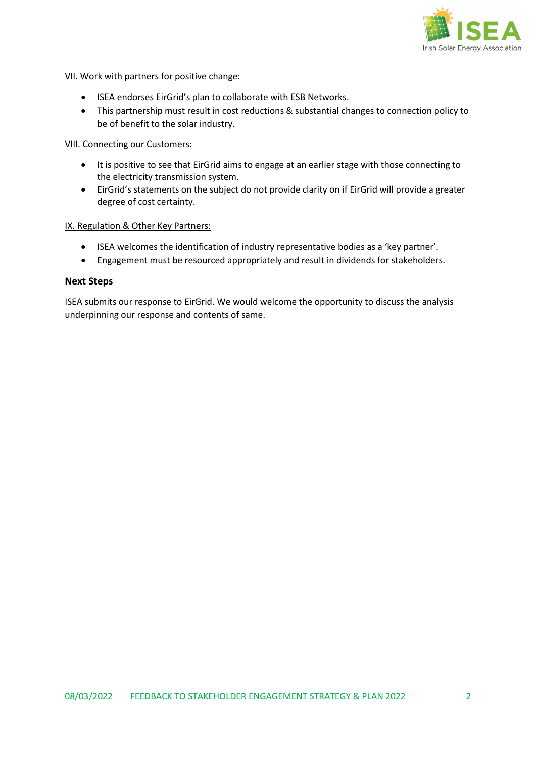VII. Work with partners for positive change:

- ISEA endorses EirGrid's plan to collaborate with ESB Networks.
- This partnership must result in cost reductions & substantial changes to connection policy to be of benefit to the solar industry.

VIII. Connecting our Customers:

- It is positive to see that EirGrid aims to engage at an earlier stage with those connecting to the electricity transmission system.
- EirGrid's statements on the subject do not provide clarity on if EirGrid will provide a greater degree of cost certainty.

IX. Regulation & Other Key Partners:

- ISEA welcomes the identification of industry representative bodies as a 'key partner'.
- Engagement must be resourced appropriately and result in dividends for stakeholders.

**Next Steps**

ISEA submits our response to EirGrid. We would welcome the opportunity to discuss the analysis underpinning our response and contents of same.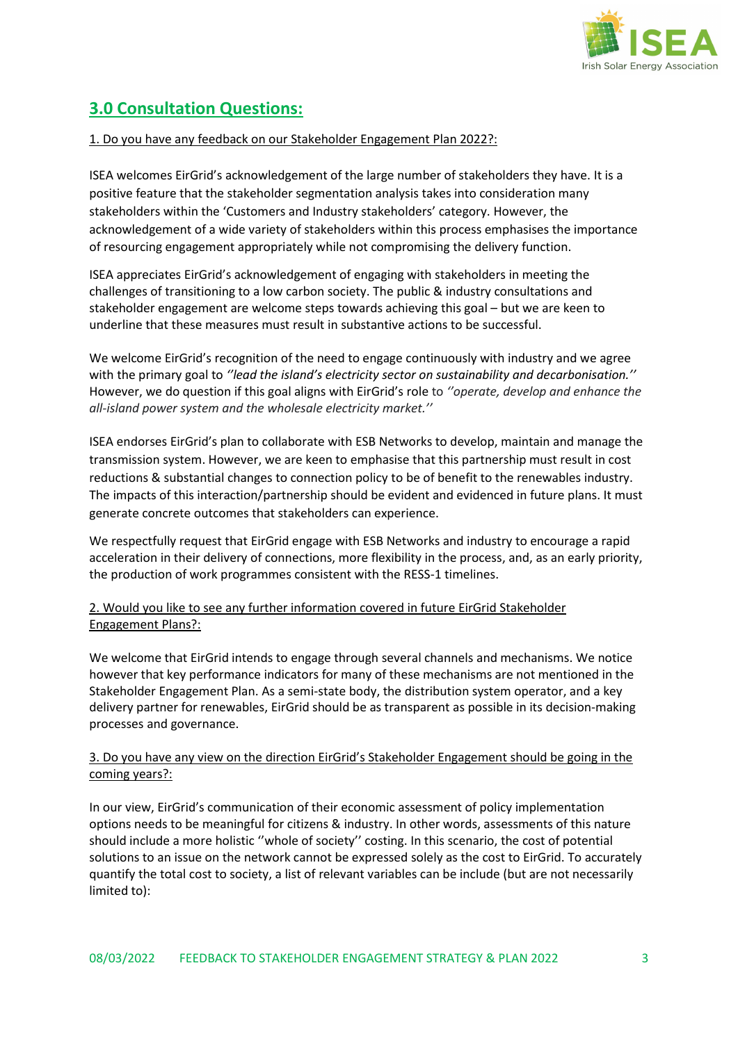## 3.0 Consultation Questions:

1. Do you have any feedback on our Stakeholder Engagement Plan 2022?:

ISEA welcomes EirGrid's acknowledgement of the large number of stakeholders they have. It is a positive feature that the stakeholder segmentation analysis takes into consideration many stakeholders within the 'Customers and Industry stakeholders' category. However, the acknowledgement of a wide variety of stakeholders within this process emphasises the importance of resourcing engagement appropriately while not compromising the delivery function.

ISEA appreciates EirGrid's acknowledgement of engaging with stakeholders in meeting the challenges of transitioning to a low carbon society. The public & industry consultations and stakeholder engagement are welcome steps towards achieving this goal – but we are keen to underline that these measures must result in substantive actions to be successful.

We welcome EirGrid's recognition of the need to engage continuously with industry and we agree with the primary goal to *''lead the island's electricity sector on sustainability and decarbonisation.''* However, we do question if this goal aligns with EirGrid's role to *''operate, develop and enhance the all-island power system and the wholesale electricity market.''*

ISEA endorses EirGrid's plan to collaborate with ESB Networks to develop, maintain and manage the transmission system. However, we are keen to emphasise that this partnership must result in cost reductions & substantial changes to connection policy to be of benefit to the renewables industry. The impacts of this interaction/partnership should be evident and evidenced in future plans. It must generate concrete outcomes that stakeholders can experience.

We respectfully request that EirGrid engage with ESB Networks and industry to encourage a rapid acceleration in their delivery of connections, more flexibility in the process, and, as an early priority, the production of work programmes consistent with the RESS-1 timelines.

2. Would you like to see any further information covered in future EirGrid Stakeholder Engagement Plans?:

We welcome that EirGrid intends to engage through several channels and mechanisms. We notice however that key performance indicators for many of these mechanisms are not mentioned in the Stakeholder Engagement Plan. As a semi-state body, the distribution system operator, and a key delivery partner for renewables, EirGrid should be as transparent as possible in its decision-making processes and governance.

3. Do you have any view on the direction EirGrid's Stakeholder Engagement should be going in the coming years?:

In our view, EirGrid's communication of their economic assessment of policy implementation options needs to be meaningful for citizens & industry. In other words, assessments of this nature should include a more holistic ''whole of society'' costing. In this scenario, the cost of potential solutions to an issue on the network cannot be expressed solely as the cost to EirGrid. To accurately quantify the total cost to society, a list of relevant variables can be include (but are not necessarily limited to):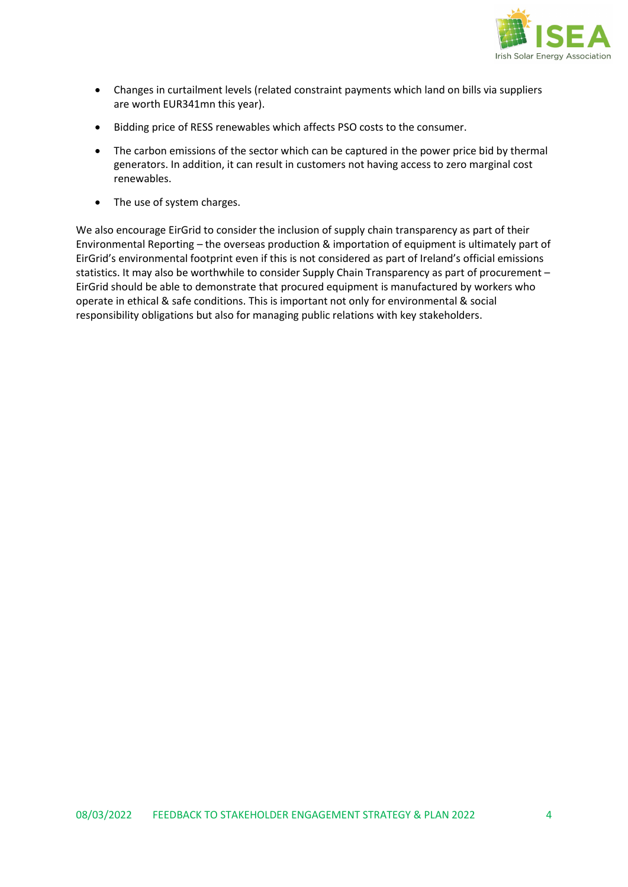- Changes in curtailment levels (related constraint payments which land on bills via suppliers are worth EUR341mn this year).
- Bidding price of RESS renewables which affects PSO costs to the consumer.
- The carbon emissions of the sector which can be captured in the power price bid by thermal generators. In addition, it can result in customers not having access to zero marginal cost renewables.
- The use of system charges.

We also encourage EirGrid to consider the inclusion of supply chain transparency as part of their Environmental Reporting – the overseas production & importation of equipment is ultimately part of EirGrid's environmental footprint even if this is not considered as part of Ireland's official emissions statistics. It may also be worthwhile to consider Supply Chain Transparency as part of procurement – EirGrid should be able to demonstrate that procured equipment is manufactured by workers who operate in ethical & safe conditions. This is important not only for environmental & social responsibility obligations but also for managing public relations with key stakeholders.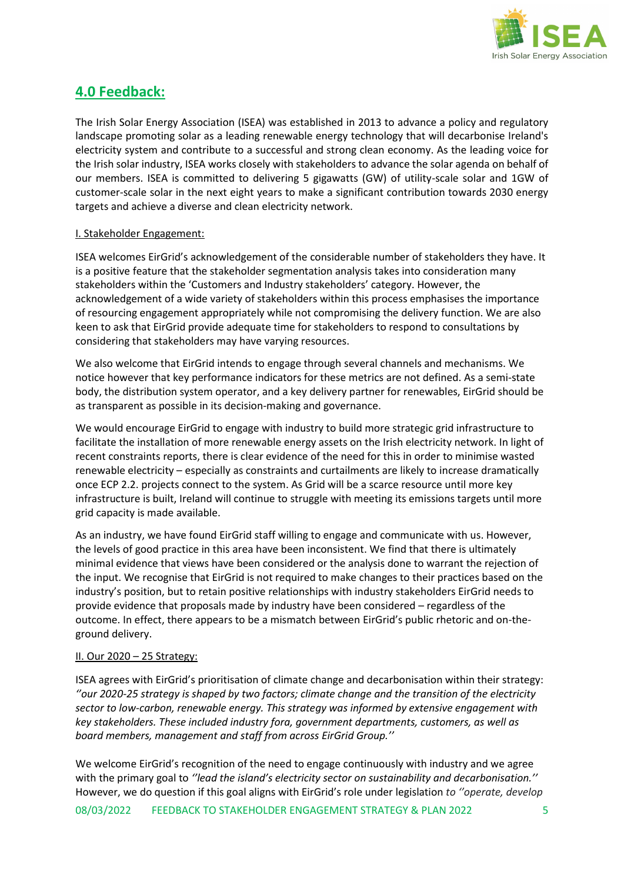## 4.0 Feedback:

The Irish Solar Energy Association (ISEA) was established in 2013 to advance a policy and regulatory landscape promoting solar as a leading renewable energy technology that will decarbonise Ireland's electricity system and contribute to a successful and strong clean economy. As the leading voice for the Irish solar industry, ISEA works closely with stakeholders to advance the solar agenda on behalf of our members. ISEA is committed to delivering 5 gigawatts (GW) of utility-scale solar and 1GW of customer-scale solar in the next eight years to make a significant contribution towards 2030 energy targets and achieve a diverse and clean electricity network.

I. Stakeholder Engagement:

ISEA welcomes EirGrid's acknowledgement of the considerable number of stakeholders they have. It is a positive feature that the stakeholder segmentation analysis takes into consideration many stakeholders within the 'Customers and Industry stakeholders' category. However, the acknowledgement of a wide variety of stakeholders within this process emphasises the importance of resourcing engagement appropriately while not compromising the delivery function. We are also keen to ask that EirGrid provide adequate time for stakeholders to respond to consultations by considering that stakeholders may have varying resources.

We also welcome that EirGrid intends to engage through several channels and mechanisms. We notice however that key performance indicators for these metrics are not defined. As a semi-state body, the distribution system operator, and a key delivery partner for renewables, EirGrid should be as transparent as possible in its decision-making and governance.

We would encourage EirGrid to engage with industry to build more strategic grid infrastructure to facilitate the installation of more renewable energy assets on the Irish electricity network. In light of recent constraints reports, there is clear evidence of the need for this in order to minimise wasted renewable electricity – especially as constraints and curtailments are likely to increase dramatically once ECP 2.2. projects connect to the system. As Grid will be a scarce resource until more key infrastructure is built, Ireland will continue to struggle with meeting its emissions targets until more grid capacity is made available.

As an industry, we have found EirGrid staff willing to engage and communicate with us. However, the levels of good practice in this area have been inconsistent. We find that there is ultimately minimal evidence that views have been considered or the analysis done to warrant the rejection of the input. We recognise that EirGrid is not required to make changes to their practices based on the industry's position, but to retain positive relationships with industry stakeholders EirGrid needs to provide evidence that proposals made by industry have been considered – regardless of the outcome. In effect, there appears to be a mismatch between EirGrid's public rhetoric and on-the-ground delivery.

II. Our 2020 – 25 Strategy:

ISEA agrees with EirGrid's prioritisation of climate change and decarbonisation within their strategy: *''our 2020-25 strategy is shaped by two factors; climate change and the transition of the electricity sector to low-carbon, renewable energy. This strategy was informed by extensive engagement with key stakeholders. These included industry fora, government departments, customers, as well as board members, management and staff from across EirGrid Group.''*

We welcome EirGrid's recognition of the need to engage continuously with industry and we agree with the primary goal to *''lead the island's electricity sector on sustainability and decarbonisation.''* However, we do question if this goal aligns with EirGrid's role under legislation *to ''operate, develop*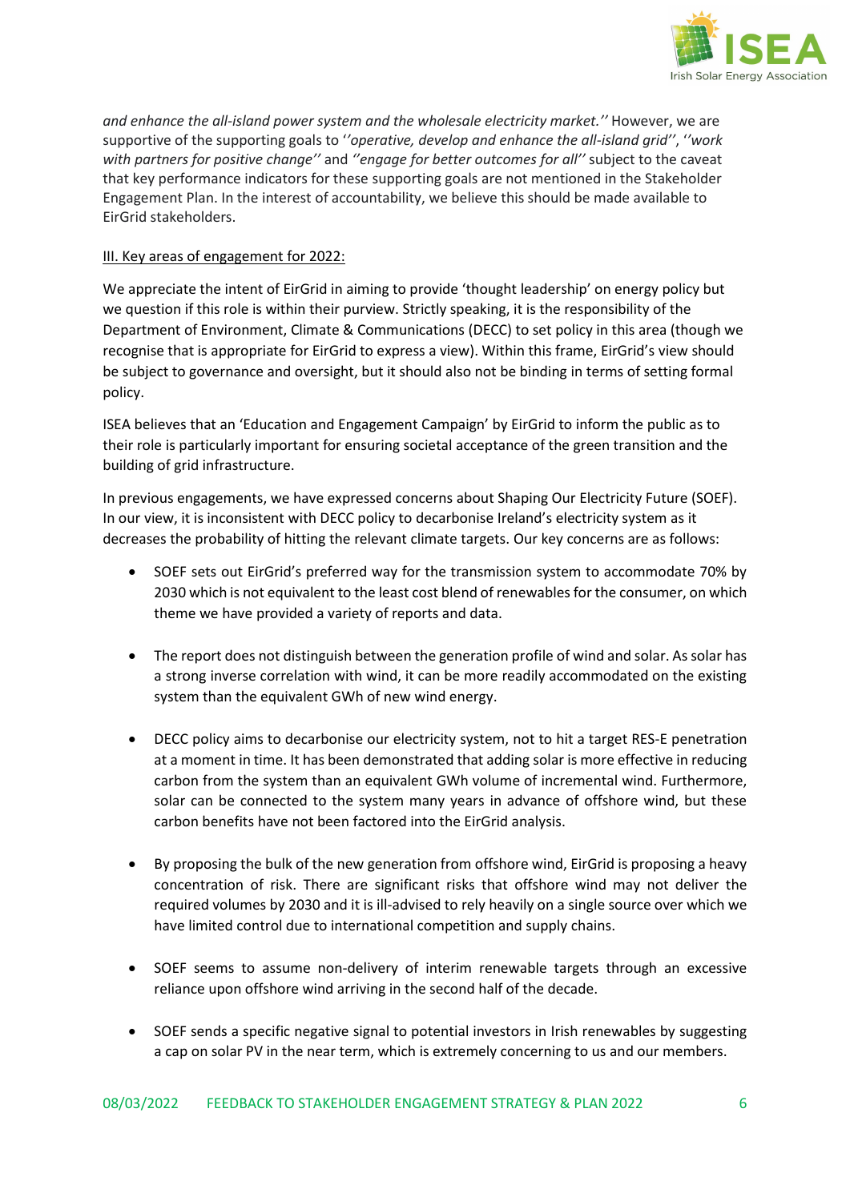*and enhance the all-island power system and the wholesale electricity market.''* However, we are supportive of the supporting goals to *''operative, develop and enhance the all-island grid''*, *''work with partners for positive change''* and *''engage for better outcomes for all''* subject to the caveat that key performance indicators for these supporting goals are not mentioned in the Stakeholder Engagement Plan. In the interest of accountability, we believe this should be made available to EirGrid stakeholders.

III. Key areas of engagement for 2022:

We appreciate the intent of EirGrid in aiming to provide 'thought leadership' on energy policy but we question if this role is within their purview. Strictly speaking, it is the responsibility of the Department of Environment, Climate & Communications (DECC) to set policy in this area (though we recognise that is appropriate for EirGrid to express a view). Within this frame, EirGrid's view should be subject to governance and oversight, but it should also not be binding in terms of setting formal policy.

ISEA believes that an 'Education and Engagement Campaign' by EirGrid to inform the public as to their role is particularly important for ensuring societal acceptance of the green transition and the building of grid infrastructure.

In previous engagements, we have expressed concerns about Shaping Our Electricity Future (SOEF). In our view, it is inconsistent with DECC policy to decarbonise Ireland's electricity system as it decreases the probability of hitting the relevant climate targets. Our key concerns are as follows:

- SOEF sets out EirGrid's preferred way for the transmission system to accommodate 70% by 2030 which is not equivalent to the least cost blend of renewables for the consumer, on which theme we have provided a variety of reports and data.

- The report does not distinguish between the generation profile of wind and solar. As solar has a strong inverse correlation with wind, it can be more readily accommodated on the existing system than the equivalent GWh of new wind energy.

- DECC policy aims to decarbonise our electricity system, not to hit a target RES-E penetration at a moment in time. It has been demonstrated that adding solar is more effective in reducing carbon from the system than an equivalent GWh volume of incremental wind. Furthermore, solar can be connected to the system many years in advance of offshore wind, but these carbon benefits have not been factored into the EirGrid analysis.

- By proposing the bulk of the new generation from offshore wind, EirGrid is proposing a heavy concentration of risk. There are significant risks that offshore wind may not deliver the required volumes by 2030 and it is ill-advised to rely heavily on a single source over which we have limited control due to international competition and supply chains.

- SOEF seems to assume non-delivery of interim renewable targets through an excessive reliance upon offshore wind arriving in the second half of the decade.

- SOEF sends a specific negative signal to potential investors in Irish renewables by suggesting a cap on solar PV in the near term, which is extremely concerning to us and our members.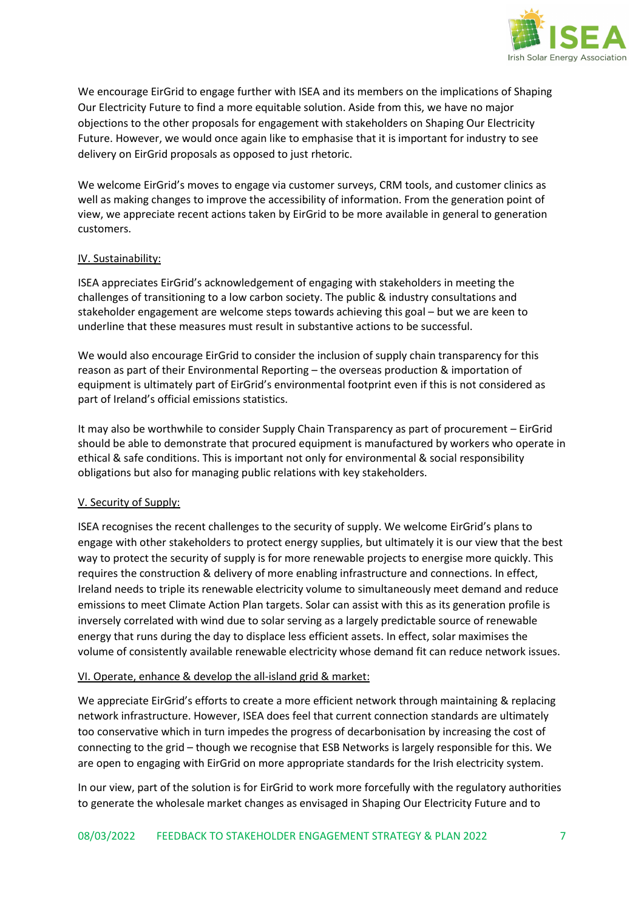We encourage EirGrid to engage further with ISEA and its members on the implications of Shaping Our Electricity Future to find a more equitable solution. Aside from this, we have no major objections to the other proposals for engagement with stakeholders on Shaping Our Electricity Future. However, we would once again like to emphasise that it is important for industry to see delivery on EirGrid proposals as opposed to just rhetoric.

We welcome EirGrid's moves to engage via customer surveys, CRM tools, and customer clinics as well as making changes to improve the accessibility of information. From the generation point of view, we appreciate recent actions taken by EirGrid to be more available in general to generation customers.

## IV. Sustainability:

ISEA appreciates EirGrid's acknowledgement of engaging with stakeholders in meeting the challenges of transitioning to a low carbon society. The public & industry consultations and stakeholder engagement are welcome steps towards achieving this goal – but we are keen to underline that these measures must result in substantive actions to be successful.

We would also encourage EirGrid to consider the inclusion of supply chain transparency for this reason as part of their Environmental Reporting – the overseas production & importation of equipment is ultimately part of EirGrid's environmental footprint even if this is not considered as part of Ireland's official emissions statistics.

It may also be worthwhile to consider Supply Chain Transparency as part of procurement – EirGrid should be able to demonstrate that procured equipment is manufactured by workers who operate in ethical & safe conditions. This is important not only for environmental & social responsibility obligations but also for managing public relations with key stakeholders.

## V. Security of Supply:

ISEA recognises the recent challenges to the security of supply. We welcome EirGrid's plans to engage with other stakeholders to protect energy supplies, but ultimately it is our view that the best way to protect the security of supply is for more renewable projects to energise more quickly. This requires the construction & delivery of more enabling infrastructure and connections. In effect, Ireland needs to triple its renewable electricity volume to simultaneously meet demand and reduce emissions to meet Climate Action Plan targets. Solar can assist with this as its generation profile is inversely correlated with wind due to solar serving as a largely predictable source of renewable energy that runs during the day to displace less efficient assets. In effect, solar maximises the volume of consistently available renewable electricity whose demand fit can reduce network issues.

## VI. Operate, enhance & develop the all-island grid & market:

We appreciate EirGrid's efforts to create a more efficient network through maintaining & replacing network infrastructure. However, ISEA does feel that current connection standards are ultimately too conservative which in turn impedes the progress of decarbonisation by increasing the cost of connecting to the grid – though we recognise that ESB Networks is largely responsible for this. We are open to engaging with EirGrid on more appropriate standards for the Irish electricity system.

In our view, part of the solution is for EirGrid to work more forcefully with the regulatory authorities to generate the wholesale market changes as envisaged in Shaping Our Electricity Future and to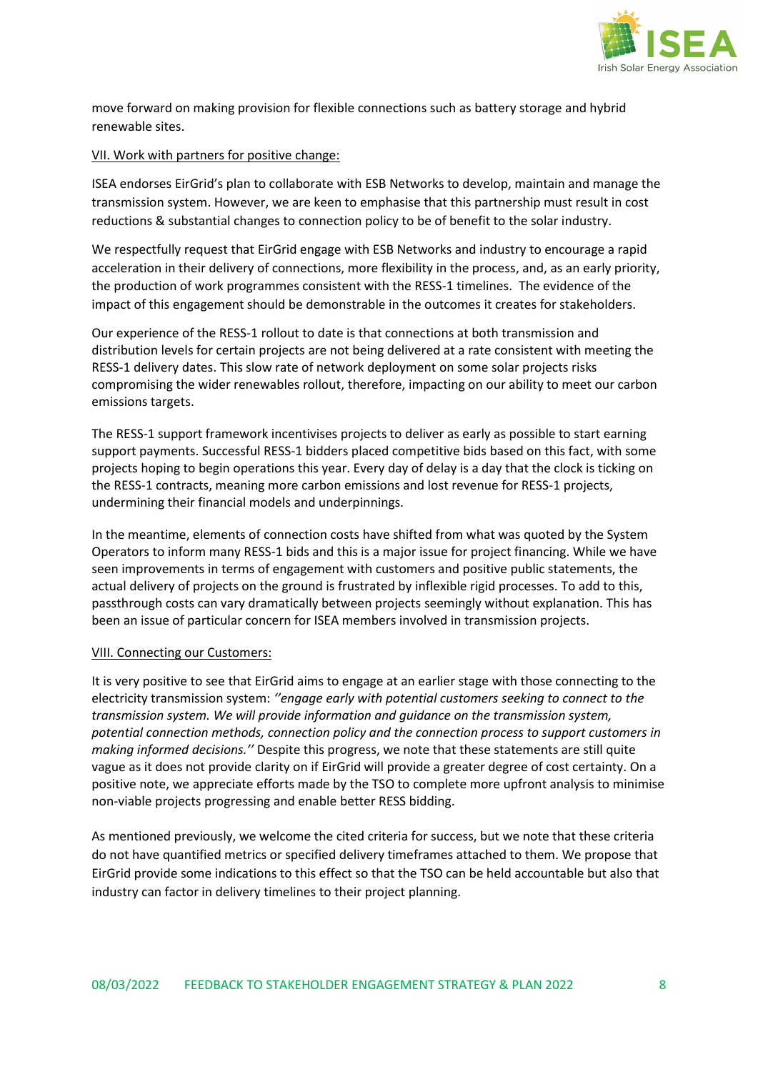move forward on making provision for flexible connections such as battery storage and hybrid renewable sites.

<u>VII. Work with partners for positive change:</u>

ISEA endorses EirGrid's plan to collaborate with ESB Networks to develop, maintain and manage the transmission system. However, we are keen to emphasise that this partnership must result in cost reductions & substantial changes to connection policy to be of benefit to the solar industry.

We respectfully request that EirGrid engage with ESB Networks and industry to encourage a rapid acceleration in their delivery of connections, more flexibility in the process, and, as an early priority, the production of work programmes consistent with the RESS-1 timelines. The evidence of the impact of this engagement should be demonstrable in the outcomes it creates for stakeholders.

Our experience of the RESS-1 rollout to date is that connections at both transmission and distribution levels for certain projects are not being delivered at a rate consistent with meeting the RESS-1 delivery dates. This slow rate of network deployment on some solar projects risks compromising the wider renewables rollout, therefore, impacting on our ability to meet our carbon emissions targets.

The RESS-1 support framework incentivises projects to deliver as early as possible to start earning support payments. Successful RESS-1 bidders placed competitive bids based on this fact, with some projects hoping to begin operations this year. Every day of delay is a day that the clock is ticking on the RESS-1 contracts, meaning more carbon emissions and lost revenue for RESS-1 projects, undermining their financial models and underpinnings.

In the meantime, elements of connection costs have shifted from what was quoted by the System Operators to inform many RESS-1 bids and this is a major issue for project financing. While we have seen improvements in terms of engagement with customers and positive public statements, the actual delivery of projects on the ground is frustrated by inflexible rigid processes. To add to this, passthrough costs can vary dramatically between projects seemingly without explanation. This has been an issue of particular concern for ISEA members involved in transmission projects.

<u>VIII. Connecting our Customers:</u>

It is very positive to see that EirGrid aims to engage at an earlier stage with those connecting to the electricity transmission system: *''engage early with potential customers seeking to connect to the transmission system. We will provide information and guidance on the transmission system, potential connection methods, connection policy and the connection process to support customers in making informed decisions.''* Despite this progress, we note that these statements are still quite vague as it does not provide clarity on if EirGrid will provide a greater degree of cost certainty. On a positive note, we appreciate efforts made by the TSO to complete more upfront analysis to minimise non-viable projects progressing and enable better RESS bidding.

As mentioned previously, we welcome the cited criteria for success, but we note that these criteria do not have quantified metrics or specified delivery timeframes attached to them. We propose that EirGrid provide some indications to this effect so that the TSO can be held accountable but also that industry can factor in delivery timelines to their project planning.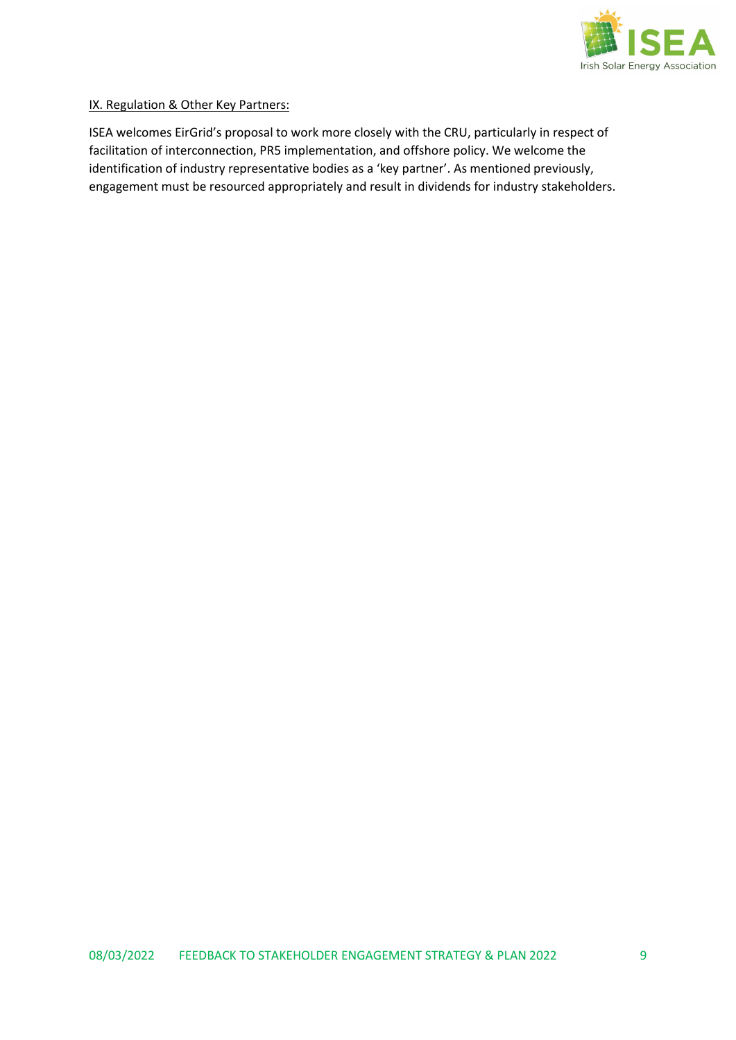IX. Regulation & Other Key Partners:

ISEA welcomes EirGrid's proposal to work more closely with the CRU, particularly in respect of facilitation of interconnection, PR5 implementation, and offshore policy. We welcome the identification of industry representative bodies as a 'key partner'. As mentioned previously, engagement must be resourced appropriately and result in dividends for industry stakeholders.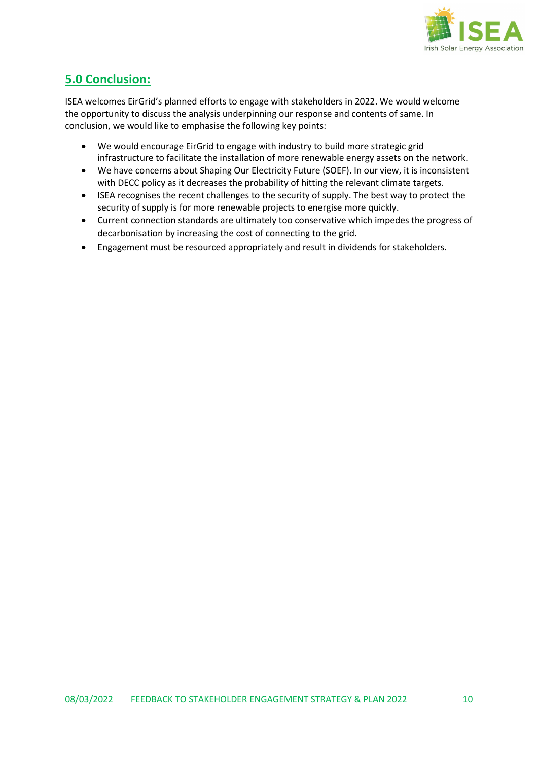## 5.0 Conclusion:

ISEA welcomes EirGrid's planned efforts to engage with stakeholders in 2022. We would welcome the opportunity to discuss the analysis underpinning our response and contents of same. In conclusion, we would like to emphasise the following key points:

- We would encourage EirGrid to engage with industry to build more strategic grid infrastructure to facilitate the installation of more renewable energy assets on the network.
- We have concerns about Shaping Our Electricity Future (SOEF). In our view, it is inconsistent with DECC policy as it decreases the probability of hitting the relevant climate targets.
- ISEA recognises the recent challenges to the security of supply. The best way to protect the security of supply is for more renewable projects to energise more quickly.
- Current connection standards are ultimately too conservative which impedes the progress of decarbonisation by increasing the cost of connecting to the grid.
- Engagement must be resourced appropriately and result in dividends for stakeholders.